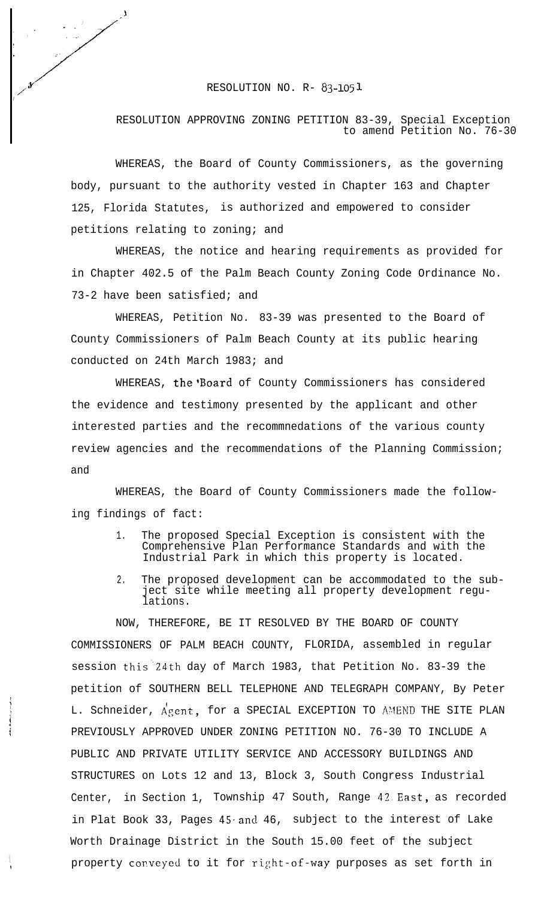RESOLUTION NO. R- 83-1051

RESOLUTION APPROVING ZONING PETITION 83-39, Special Exception to amend Petition No. 76-30

WHEREAS, the Board of County Commissioners, as the governing body, pursuant to the authority vested in Chapter 163 and Chapter 125, Florida Statutes, is authorized and empowered to consider petitions relating to zoning; and

WHEREAS, the notice and hearing requirements as provided for in Chapter 402.5 of the Palm Beach County Zoning Code Ordinance No. 73-2 have been satisfied; and

WHEREAS, Petition No. 83-39 was presented to the Board of County Commissioners of Palm Beach County at its public hearing conducted on 24th March 1983; and

WHEREAS, the Board of County Commissioners has considered the evidence and testimony presented by the applicant and other interested parties and the recommnedations of the various county review agencies and the recommendations of the Planning Commission; and

WHEREAS, the Board of County Commissioners made the following findings of fact:

1. The proposed Special Exception is consistent with the Comprehensive Plan Performance Standards and with the Industrial Park in which this property is located.
2. The proposed development can be accommodated to the subject site while meeting all property development regulations.

NOW, THEREFORE, BE IT RESOLVED BY THE BOARD OF COUNTY COMMISSIONERS OF PALM BEACH COUNTY, FLORIDA, assembled in regular session this 24th day of March 1983, that Petition No. 83-39 the petition of SOUTHERN BELL TELEPHONE AND TELEGRAPH COMPANY, By Peter L. Schneider, Agent, for a SPECIAL EXCEPTION TO AMEND THE SITE PLAN PREVIOUSLY APPROVED UNDER ZONING PETITION NO. 76-30 TO INCLUDE A PUBLIC AND PRIVATE UTILITY SERVICE AND ACCESSORY BUILDINGS AND STRUCTURES on Lots 12 and 13, Block 3, South Congress Industrial Center, in Section 1, Township 47 South, Range 42 East, as recorded in Plat Book 33, Pages 45 and 46, subject to the interest of Lake Worth Drainage District in the South 15.00 feet of the subject property conveyed to it for right-of-way purposes as set forth in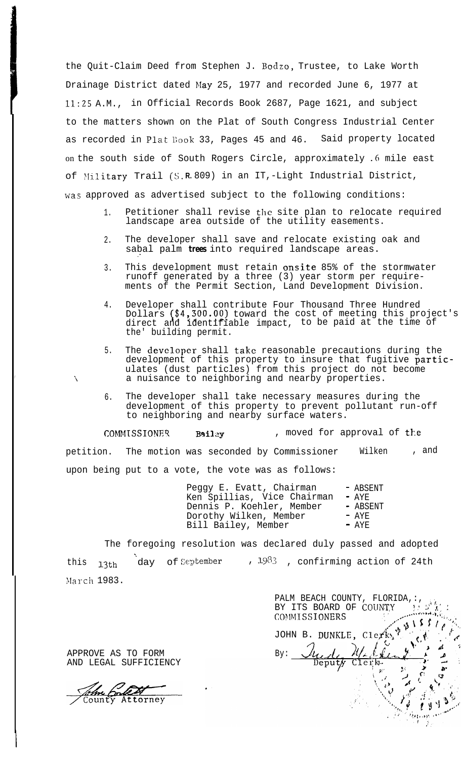the Quit-Claim Deed from Stephen J. Bodzo, Trustee, to Lake Worth Drainage District dated May 25, 1977 and recorded June 6, 1977 at 11:25 A.M., in Official Records Book 2687, Page 1621, and subject to the matters shown on the Plat of South Congress Industrial Center as recorded in Plat Book 33, Pages 45 and 46. Said property located on the south side of South Rogers Circle, approximately .6 mile east of Military Trail (S.R. 809) in an IT,-Light Industrial District, was approved as advertised subject to the following conditions:

1. Petitioner shall revise the site plan to relocate required landscape area outside of the utility easements.
2. The developer shall save and relocate existing oak and sabal palm **trees** into required landscape areas.
3. This development must retain onsite 85% of the stormwater runoff generated by a three (3) year storm per requirements of the Permit Section, Land Development Division.
4. Developer shall contribute Four Thousand Three Hundred Dollars ($4,300.00) toward the cost of meeting this project's direct and identifiable impact, to be paid at the time of the' building permit.
5. The developer shall take reasonable precautions during the development of this property to insure that fugitive particulates (dust particles) from this project do not become a nuisance to neighboring and nearby properties.
6. The developer shall take necessary measures during the development of this property to prevent pollutant run-off to neighboring and nearby surface waters.

COMMISSIONER Bailey, moved for approval of the petition. The motion was seconded by Commissioner Wilken, and upon being put to a vote, the vote was as follows:

| | |
|---|---|
| Peggy E. Evatt, Chairman | - ABSENT |
| Ken Spillias, Vice Chairman | - AYE |
| Dennis P. Koehler, Member | - ABSENT |
| Dorothy Wilken, Member | - AYE |
| Bill Bailey, Member | - AYE |

The foregoing resolution was declared duly passed and adopted this 13th day of September, 1983, confirming action of 24th March 1983.

PALM BEACH COUNTY, FLORIDA,
BY ITS BOARD OF COUNTY
COMMISSIONERS

JOHN B. DUNKLE, Clerk

By: Deputy Clerk

APPROVE AS TO FORM
AND LEGAL SUFFICIENCY

County Attorney